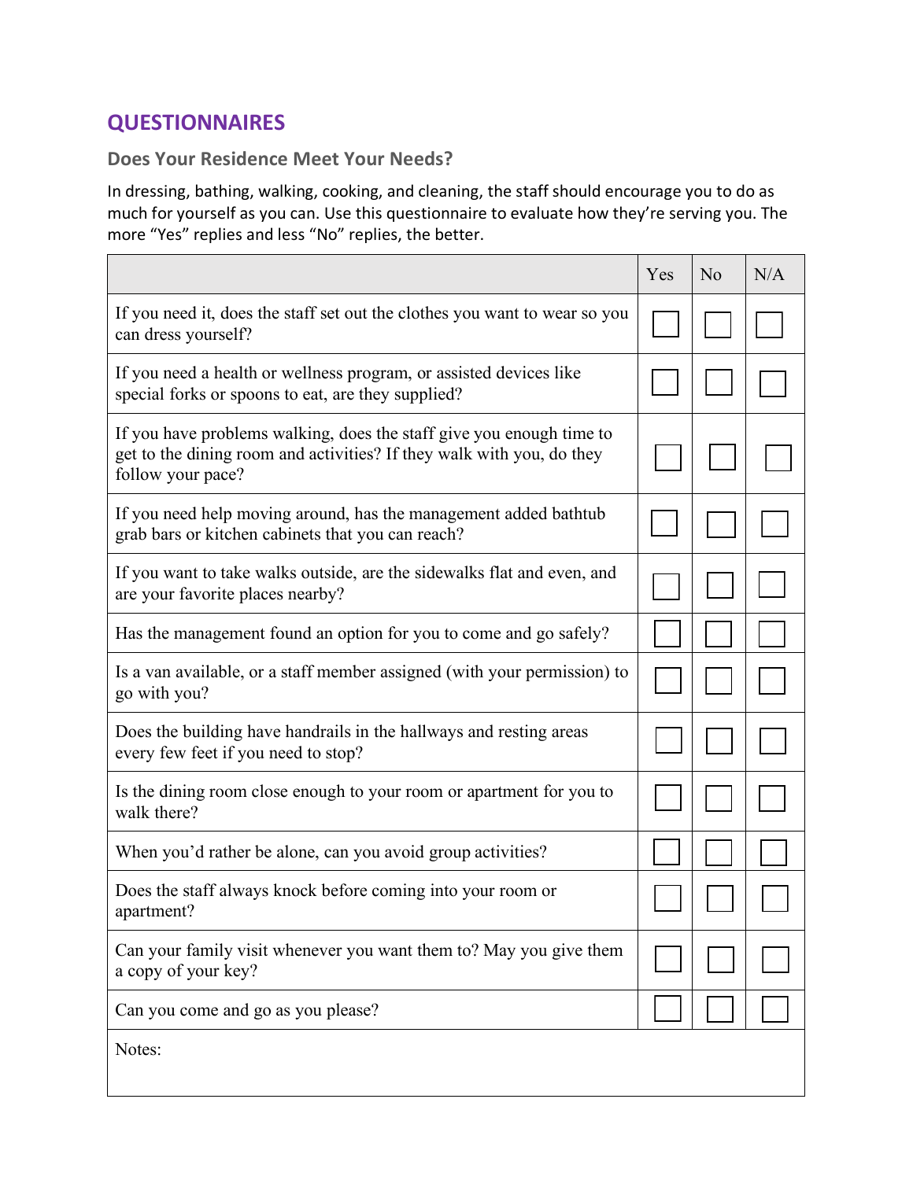## QUESTIONNAIRES

### Does Your Residence Meet Your Needs?

In dressing, bathing, walking, cooking, and cleaning, the staff should encourage you to do as much for yourself as you can. Use this questionnaire to evaluate how they're serving you. The more "Yes" replies and less "No" replies, the better.

| | Yes | No | N/A |
|---|---|---|---|
| If you need it, does the staff set out the clothes you want to wear so you can dress yourself? | ☐ | ☐ | ☐ |
| If you need a health or wellness program, or assisted devices like special forks or spoons to eat, are they supplied? | ☐ | ☐ | ☐ |
| If you have problems walking, does the staff give you enough time to get to the dining room and activities? If they walk with you, do they follow your pace? | ☐ | ☐ | ☐ |
| If you need help moving around, has the management added bathtub grab bars or kitchen cabinets that you can reach? | ☐ | ☐ | ☐ |
| If you want to take walks outside, are the sidewalks flat and even, and are your favorite places nearby? | ☐ | ☐ | ☐ |
| Has the management found an option for you to come and go safely? | ☐ | ☐ | ☐ |
| Is a van available, or a staff member assigned (with your permission) to go with you? | ☐ | ☐ | ☐ |
| Does the building have handrails in the hallways and resting areas every few feet if you need to stop? | ☐ | ☐ | ☐ |
| Is the dining room close enough to your room or apartment for you to walk there? | ☐ | ☐ | ☐ |
| When you'd rather be alone, can you avoid group activities? | ☐ | ☐ | ☐ |
| Does the staff always knock before coming into your room or apartment? | ☐ | ☐ | ☐ |
| Can your family visit whenever you want them to? May you give them a copy of your key? | ☐ | ☐ | ☐ |
| Can you come and go as you please? | ☐ | ☐ | ☐ |
| Notes: | | | |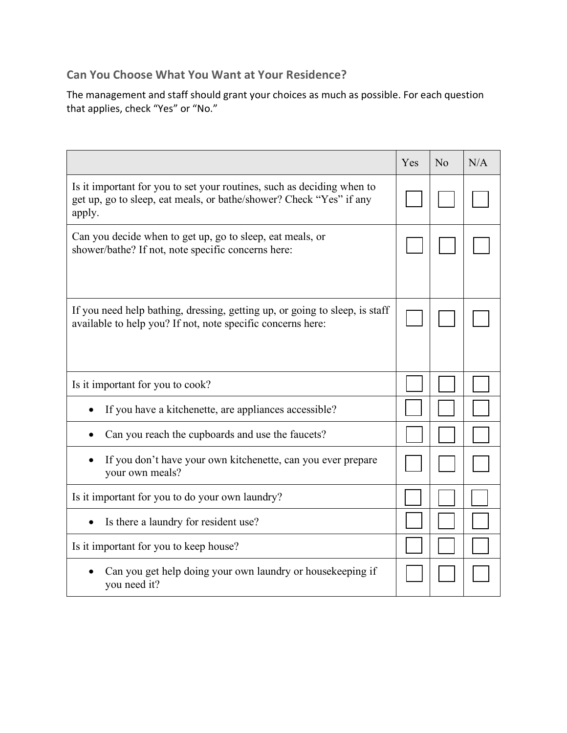## Can You Choose What You Want at Your Residence?

The management and staff should grant your choices as much as possible. For each question that applies, check “Yes” or “No.”

| | Yes | No | N/A |
|---|---|---|---|
| Is it important for you to set your routines, such as deciding when to get up, go to sleep, eat meals, or bathe/shower? Check “Yes” if any apply. | ☐ | ☐ | ☐ |
| Can you decide when to get up, go to sleep, eat meals, or shower/bathe? If not, note specific concerns here: | ☐ | ☐ | ☐ |
| If you need help bathing, dressing, getting up, or going to sleep, is staff available to help you? If not, note specific concerns here: | ☐ | ☐ | ☐ |
| Is it important for you to cook? | ☐ | ☐ | ☐ |
| • If you have a kitchenette, are appliances accessible? | ☐ | ☐ | ☐ |
| • Can you reach the cupboards and use the faucets? | ☐ | ☐ | ☐ |
| • If you don’t have your own kitchenette, can you ever prepare your own meals? | ☐ | ☐ | ☐ |
| Is it important for you to do your own laundry? | ☐ | ☐ | ☐ |
| • Is there a laundry for resident use? | ☐ | ☐ | ☐ |
| Is it important for you to keep house? | ☐ | ☐ | ☐ |
| • Can you get help doing your own laundry or housekeeping if you need it? | ☐ | ☐ | ☐ |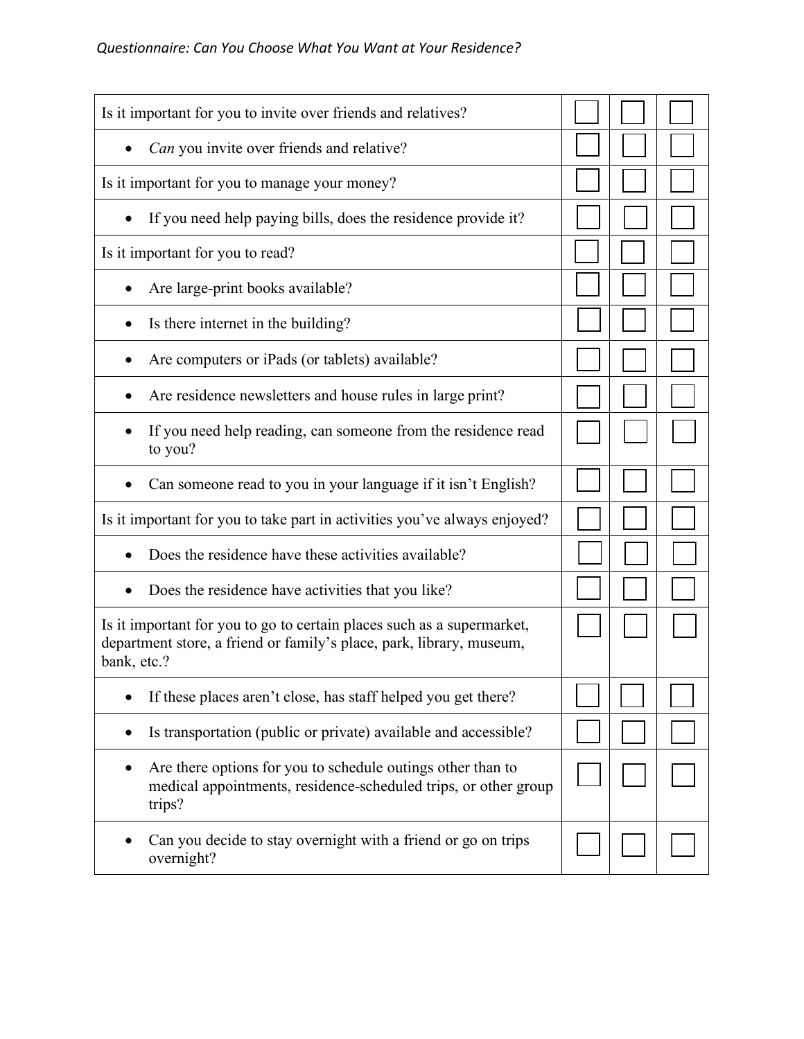| | | | |
|---|---|---|---|
| Is it important for you to invite over friends and relatives? | ☐ | ☐ | ☐ |
| • *Can* you invite over friends and relative? | ☐ | ☐ | ☐ |
| Is it important for you to manage your money? | ☐ | ☐ | ☐ |
| • If you need help paying bills, does the residence provide it? | ☐ | ☐ | ☐ |
| Is it important for you to read? | ☐ | ☐ | ☐ |
| • Are large-print books available? | ☐ | ☐ | ☐ |
| • Is there internet in the building? | ☐ | ☐ | ☐ |
| • Are computers or iPads (or tablets) available? | ☐ | ☐ | ☐ |
| • Are residence newsletters and house rules in large print? | ☐ | ☐ | ☐ |
| • If you need help reading, can someone from the residence read to you? | ☐ | ☐ | ☐ |
| • Can someone read to you in your language if it isn't English? | ☐ | ☐ | ☐ |
| Is it important for you to take part in activities you've always enjoyed? | ☐ | ☐ | ☐ |
| • Does the residence have these activities available? | ☐ | ☐ | ☐ |
| • Does the residence have activities that you like? | ☐ | ☐ | ☐ |
| Is it important for you to go to certain places such as a supermarket, department store, a friend or family's place, park, library, museum, bank, etc.? | ☐ | ☐ | ☐ |
| • If these places aren't close, has staff helped you get there? | ☐ | ☐ | ☐ |
| • Is transportation (public or private) available and accessible? | ☐ | ☐ | ☐ |
| • Are there options for you to schedule outings other than to medical appointments, residence-scheduled trips, or other group trips? | ☐ | ☐ | ☐ |
| • Can you decide to stay overnight with a friend or go on trips overnight? | ☐ | ☐ | ☐ |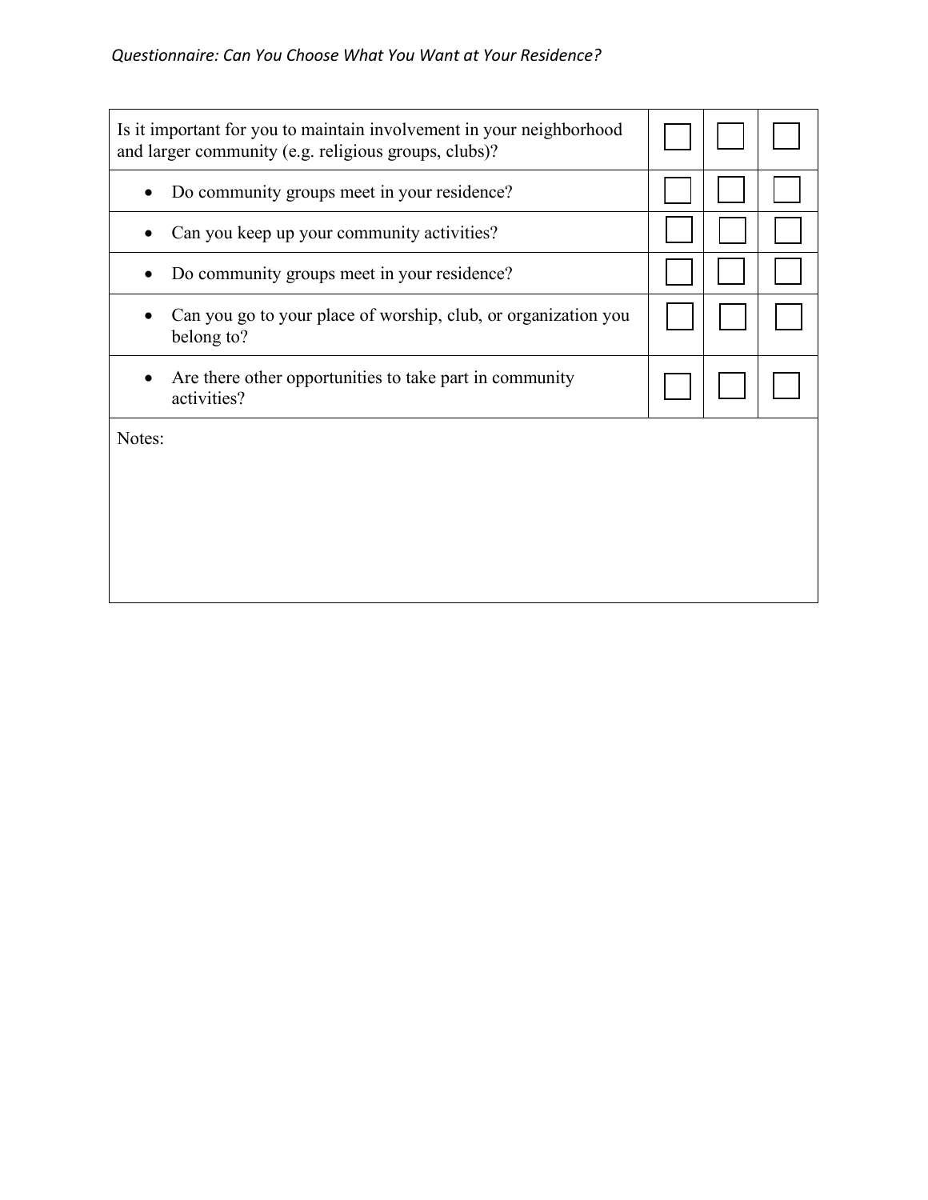| Is it important for you to maintain involvement in your neighborhood and larger community (e.g. religious groups, clubs)? | ☐ | ☐ | ☐ |
|---|---|---|---|
| • Do community groups meet in your residence? | ☐ | ☐ | ☐ |
| • Can you keep up your community activities? | ☐ | ☐ | ☐ |
| • Do community groups meet in your residence? | ☐ | ☐ | ☐ |
| • Can you go to your place of worship, club, or organization you belong to? | ☐ | ☐ | ☐ |
| • Are there other opportunities to take part in community activities? | ☐ | ☐ | ☐ |
| Notes: | | | |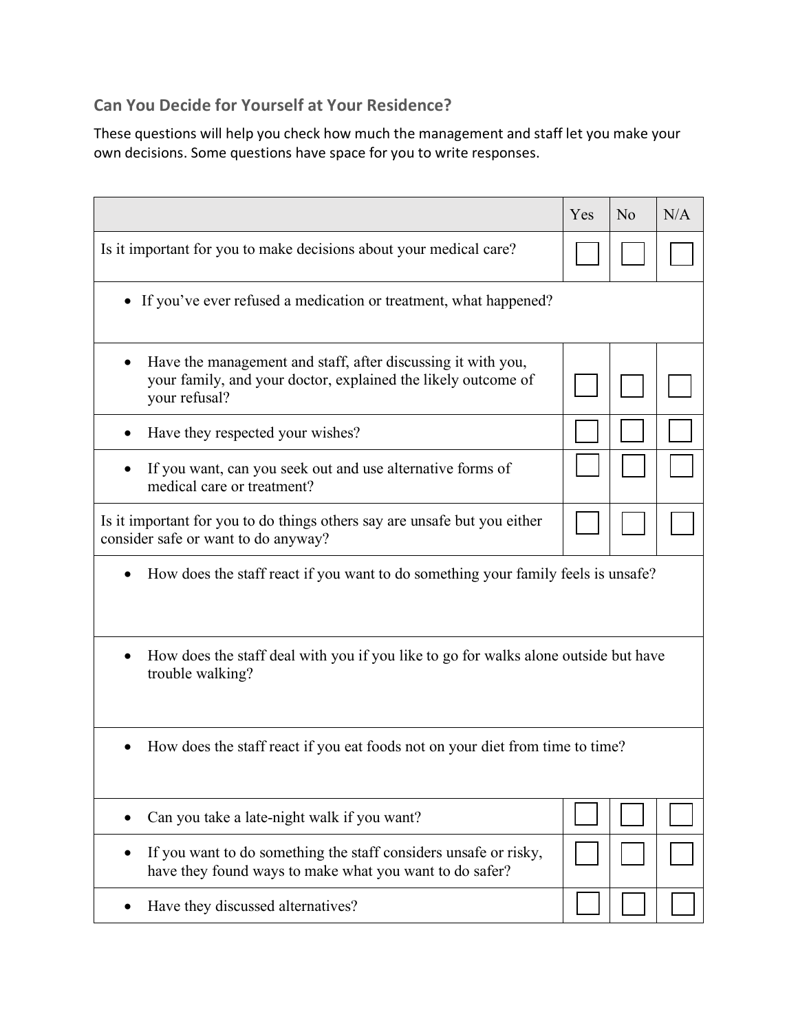## Can You Decide for Yourself at Your Residence?

These questions will help you check how much the management and staff let you make your own decisions. Some questions have space for you to write responses.

| | Yes | No | N/A |
|---|---|---|---|
| Is it important for you to make decisions about your medical care? | ☐ | ☐ | ☐ |
| • If you've ever refused a medication or treatment, what happened? | | | |
| • Have the management and staff, after discussing it with you, your family, and your doctor, explained the likely outcome of your refusal? | ☐ | ☐ | ☐ |
| • Have they respected your wishes? | ☐ | ☐ | ☐ |
| • If you want, can you seek out and use alternative forms of medical care or treatment? | ☐ | ☐ | ☐ |
| Is it important for you to do things others say are unsafe but you either consider safe or want to do anyway? | ☐ | ☐ | ☐ |
| • How does the staff react if you want to do something your family feels is unsafe? | | | |
| • How does the staff deal with you if you like to go for walks alone outside but have trouble walking? | | | |
| • How does the staff react if you eat foods not on your diet from time to time? | | | |
| • Can you take a late-night walk if you want? | ☐ | ☐ | ☐ |
| • If you want to do something the staff considers unsafe or risky, have they found ways to make what you want to do safer? | ☐ | ☐ | ☐ |
| • Have they discussed alternatives? | ☐ | ☐ | ☐ |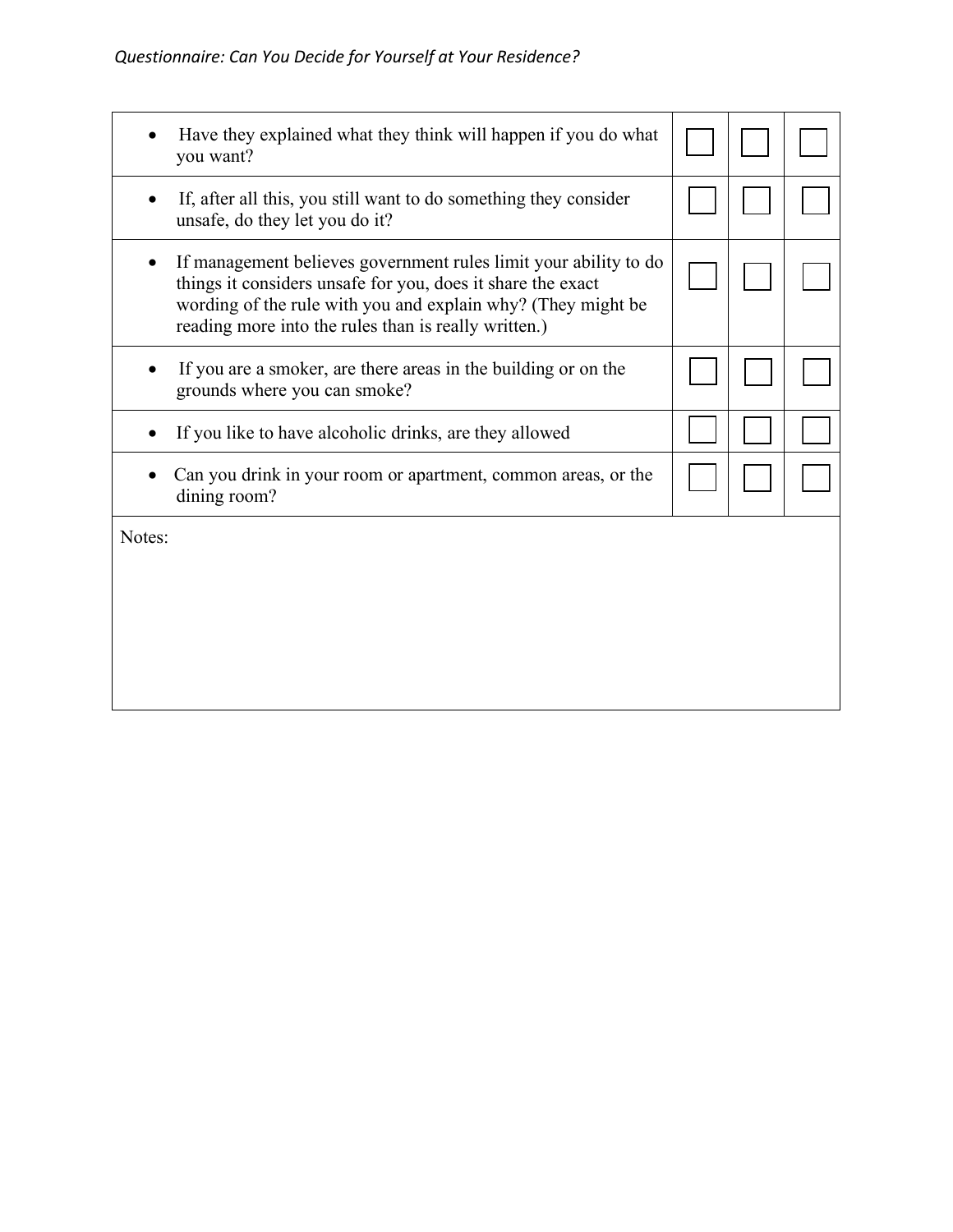| | | | |
|---|---|---|---|
| • Have they explained what they think will happen if you do what you want? | ☐ | ☐ | ☐ |
| • If, after all this, you still want to do something they consider unsafe, do they let you do it? | ☐ | ☐ | ☐ |
| • If management believes government rules limit your ability to do things it considers unsafe for you, does it share the exact wording of the rule with you and explain why? (They might be reading more into the rules than is really written.) | ☐ | ☐ | ☐ |
| • If you are a smoker, are there areas in the building or on the grounds where you can smoke? | ☐ | ☐ | ☐ |
| • If you like to have alcoholic drinks, are they allowed | ☐ | ☐ | ☐ |
| • Can you drink in your room or apartment, common areas, or the dining room? | ☐ | ☐ | ☐ |

Notes: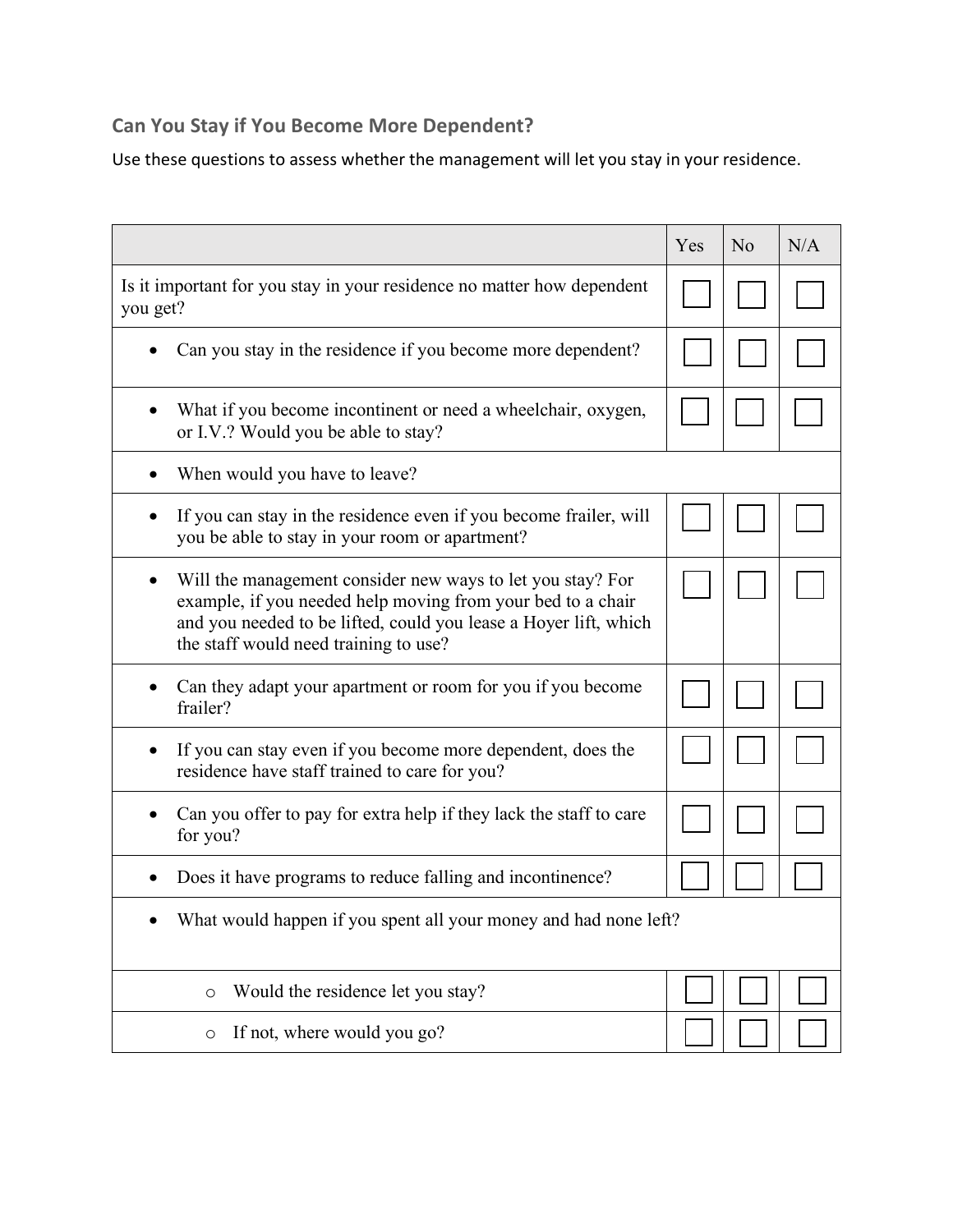## Can You Stay if You Become More Dependent?

Use these questions to assess whether the management will let you stay in your residence.

| | Yes | No | N/A |
|---|---|---|---|
| Is it important for you stay in your residence no matter how dependent you get? | ☐ | ☐ | ☐ |
| • Can you stay in the residence if you become more dependent? | ☐ | ☐ | ☐ |
| • What if you become incontinent or need a wheelchair, oxygen, or I.V.? Would you be able to stay? | ☐ | ☐ | ☐ |
| • When would you have to leave? | | | |
| • If you can stay in the residence even if you become frailer, will you be able to stay in your room or apartment? | ☐ | ☐ | ☐ |
| • Will the management consider new ways to let you stay? For example, if you needed help moving from your bed to a chair and you needed to be lifted, could you lease a Hoyer lift, which the staff would need training to use? | ☐ | ☐ | ☐ |
| • Can they adapt your apartment or room for you if you become frailer? | ☐ | ☐ | ☐ |
| • If you can stay even if you become more dependent, does the residence have staff trained to care for you? | ☐ | ☐ | ☐ |
| • Can you offer to pay for extra help if they lack the staff to care for you? | ☐ | ☐ | ☐ |
| • Does it have programs to reduce falling and incontinence? | ☐ | ☐ | ☐ |
| • What would happen if you spent all your money and had none left? | | | |
| ○ Would the residence let you stay? | ☐ | ☐ | ☐ |
| ○ If not, where would you go? | ☐ | ☐ | ☐ |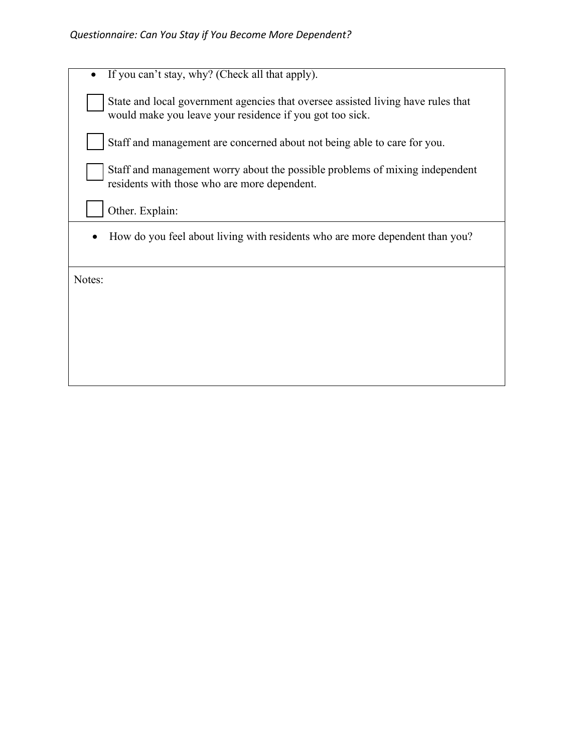- If you can't stay, why? (Check all that apply).

☐ State and local government agencies that oversee assisted living have rules that would make you leave your residence if you got too sick.

☐ Staff and management are concerned about not being able to care for you.

☐ Staff and management worry about the possible problems of mixing independent residents with those who are more dependent.

☐ Other. Explain:

- How do you feel about living with residents who are more dependent than you?

Notes: